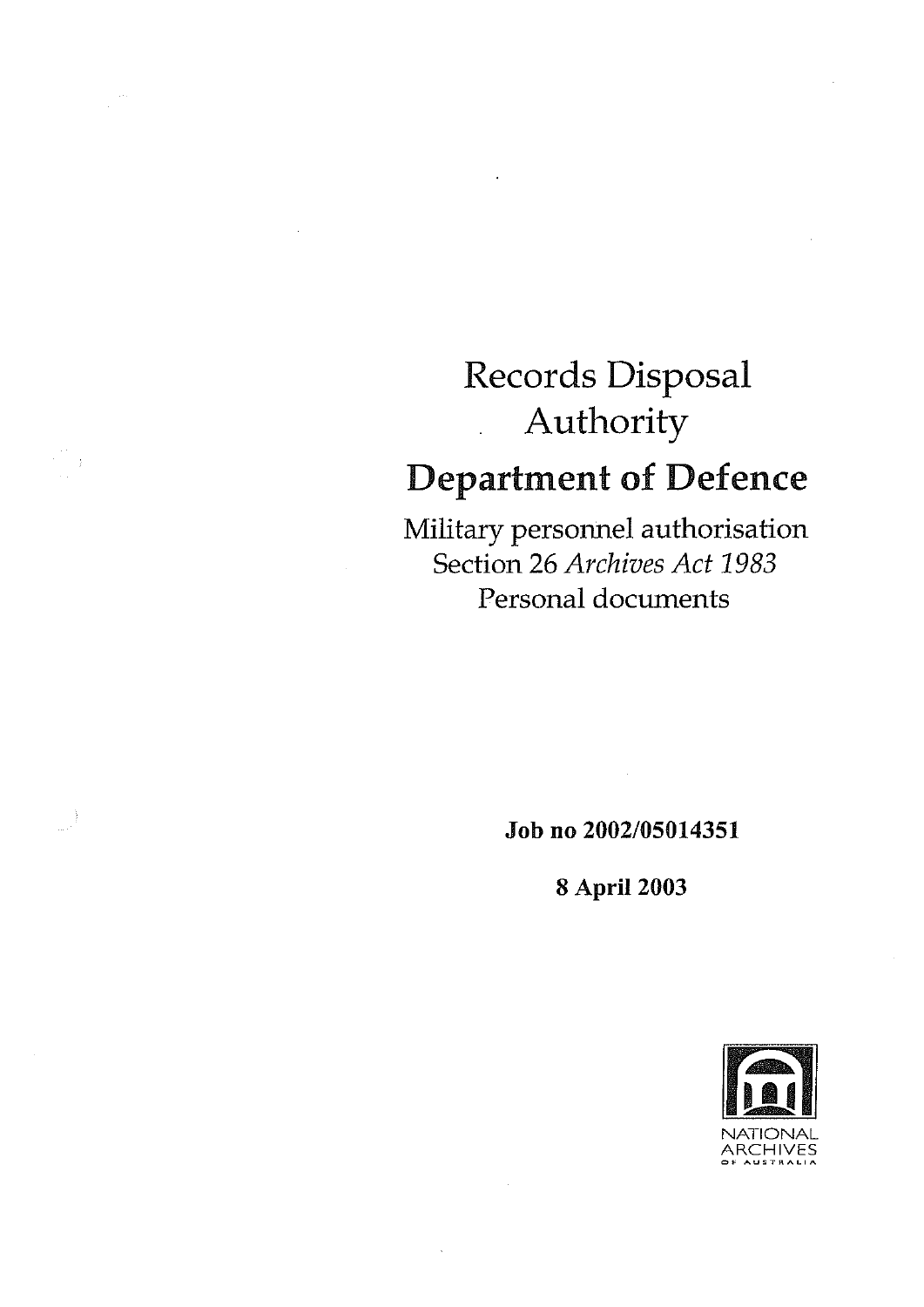# Records Disposal Authority

# Department of Defence

Military personnel authorisation
Section 26 *Archives Act 1983*
Personal documents

**Job no 2002/05014351**

**8 April 2003**

NATIONAL ARCHIVES OF AUSTRALIA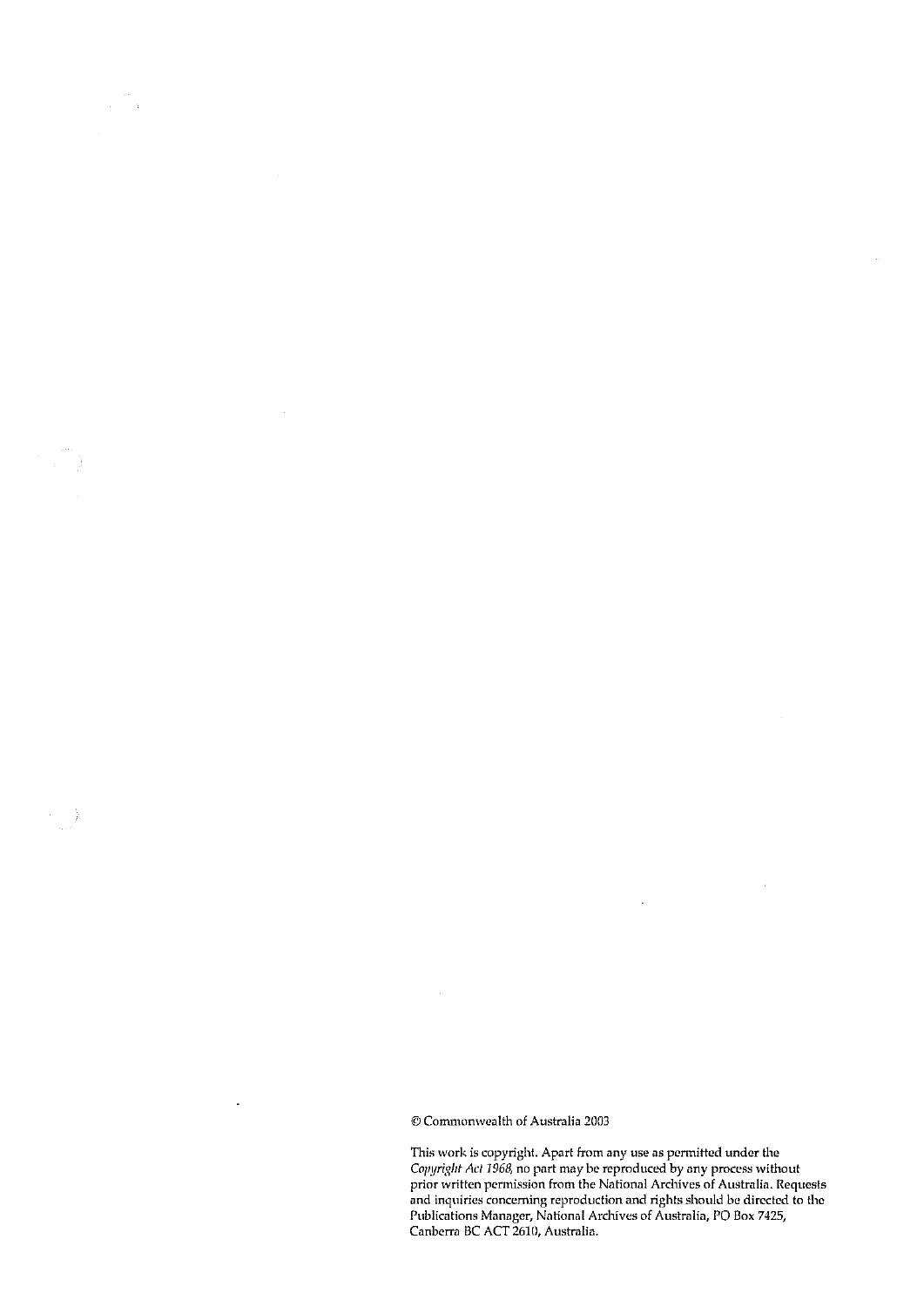© Commonwealth of Australia 2003

This work is copyright. Apart from any use as permitted under the *Copyright Act 1968*, no part may be reproduced by any process without prior written permission from the National Archives of Australia. Requests and inquiries concerning reproduction and rights should be directed to the Publications Manager, National Archives of Australia, PO Box 7425, Canberra BC ACT 2610, Australia.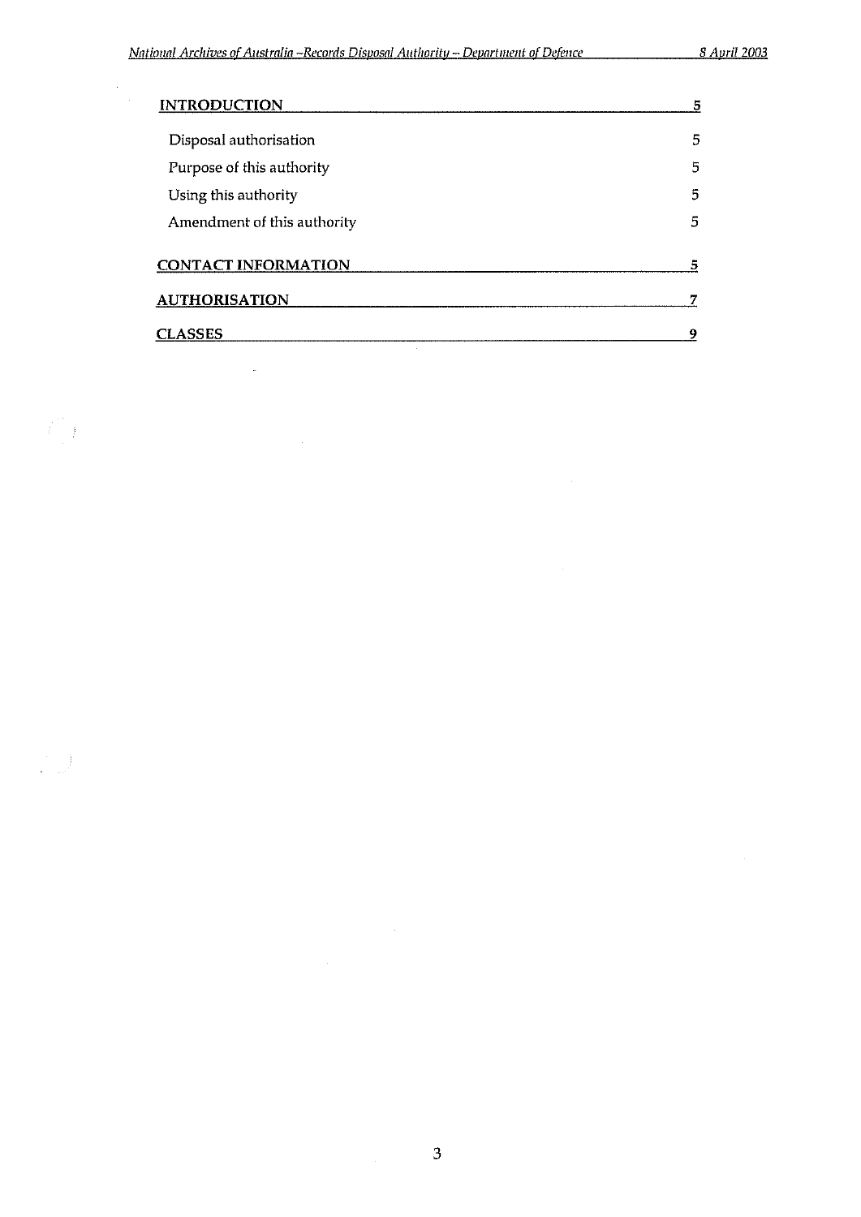| | |
|---|---|
| **INTRODUCTION** | **5** |
| Disposal authorisation | 5 |
| Purpose of this authority | 5 |
| Using this authority | 5 |
| Amendment of this authority | 5 |
| **CONTACT INFORMATION** | **5** |
| **AUTHORISATION** | **7** |
| **CLASSES** | **9** |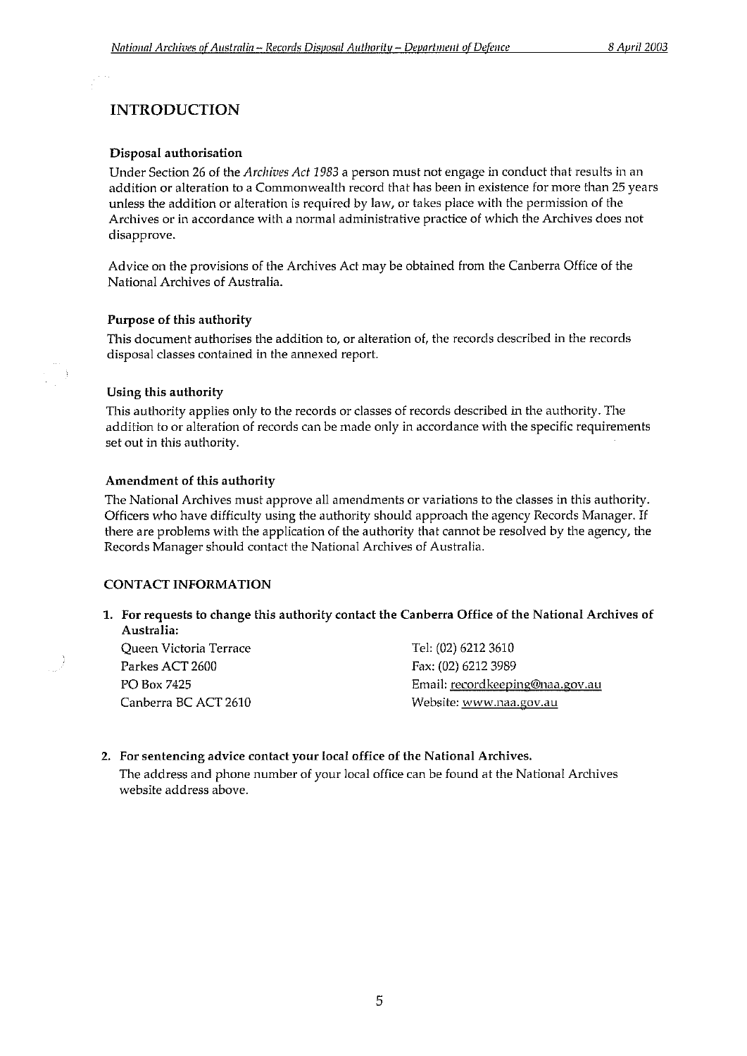# INTRODUCTION

### Disposal authorisation

Under Section 26 of the *Archives Act 1983* a person must not engage in conduct that results in an addition or alteration to a Commonwealth record that has been in existence for more than 25 years unless the addition or alteration is required by law, or takes place with the permission of the Archives or in accordance with a normal administrative practice of which the Archives does not disapprove.

Advice on the provisions of the Archives Act may be obtained from the Canberra Office of the National Archives of Australia.

### Purpose of this authority

This document authorises the addition to, or alteration of, the records described in the records disposal classes contained in the annexed report.

### Using this authority

This authority applies only to the records or classes of records described in the authority. The addition to or alteration of records can be made only in accordance with the specific requirements set out in this authority.

### Amendment of this authority

The National Archives must approve all amendments or variations to the classes in this authority. Officers who have difficulty using the authority should approach the agency Records Manager. If there are problems with the application of the authority that cannot be resolved by the agency, the Records Manager should contact the National Archives of Australia.

## CONTACT INFORMATION

1. **For requests to change this authority contact the Canberra Office of the National Archives of Australia:**

| | |
|---|---|
| Queen Victoria Terrace | Tel: (02) 6212 3610 |
| Parkes ACT 2600 | Fax: (02) 6212 3989 |
| PO Box 7425 | Email: recordkeeping@naa.gov.au |
| Canberra BC ACT 2610 | Website: www.naa.gov.au |

2. **For sentencing advice contact your local office of the National Archives.**
   The address and phone number of your local office can be found at the National Archives website address above.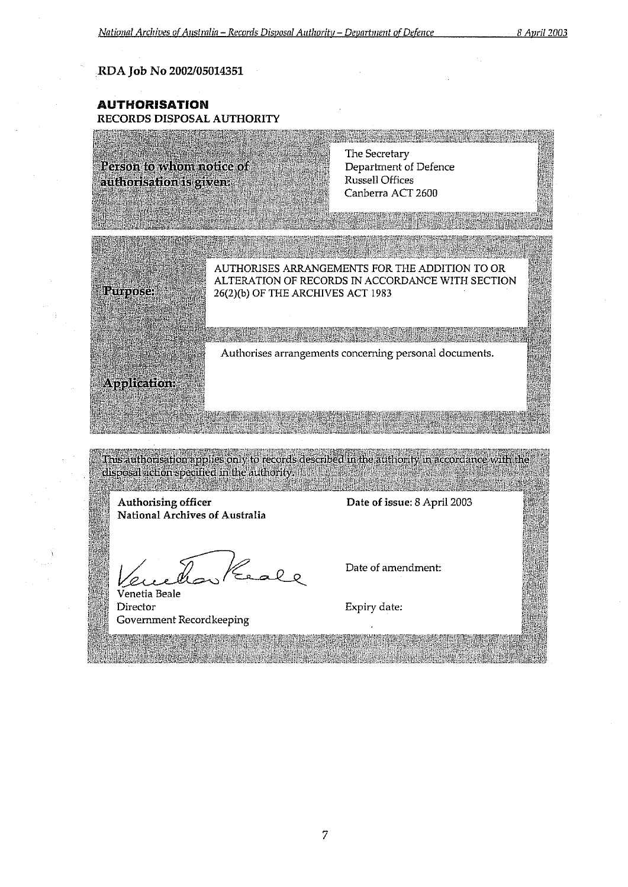RDA Job No 2002/05014351

## AUTHORISATION

RECORDS DISPOSAL AUTHORITY

| | |
|---|---|
| **Person to whom notice of authorisation is given:** | The Secretary<br>Department of Defence<br>Russell Offices<br>Canberra ACT 2600 |

| | |
|---|---|
| **Purpose:** | AUTHORISES ARRANGEMENTS FOR THE ADDITION TO OR ALTERATION OF RECORDS IN ACCORDANCE WITH SECTION 26(2)(b) OF THE ARCHIVES ACT 1983 |
| **Application:** | Authorises arrangements concerning personal documents. |

This authorisation applies only to records described in the authority in accordance with the disposal action specified in the authority.

| | |
|---|---|
| **Authorising officer**<br>**National Archives of Australia** | **Date of issue**: 8 April 2003 |
| Venetia Beale<br>Director<br>Government Recordkeeping | Date of amendment:<br><br>Expiry date: |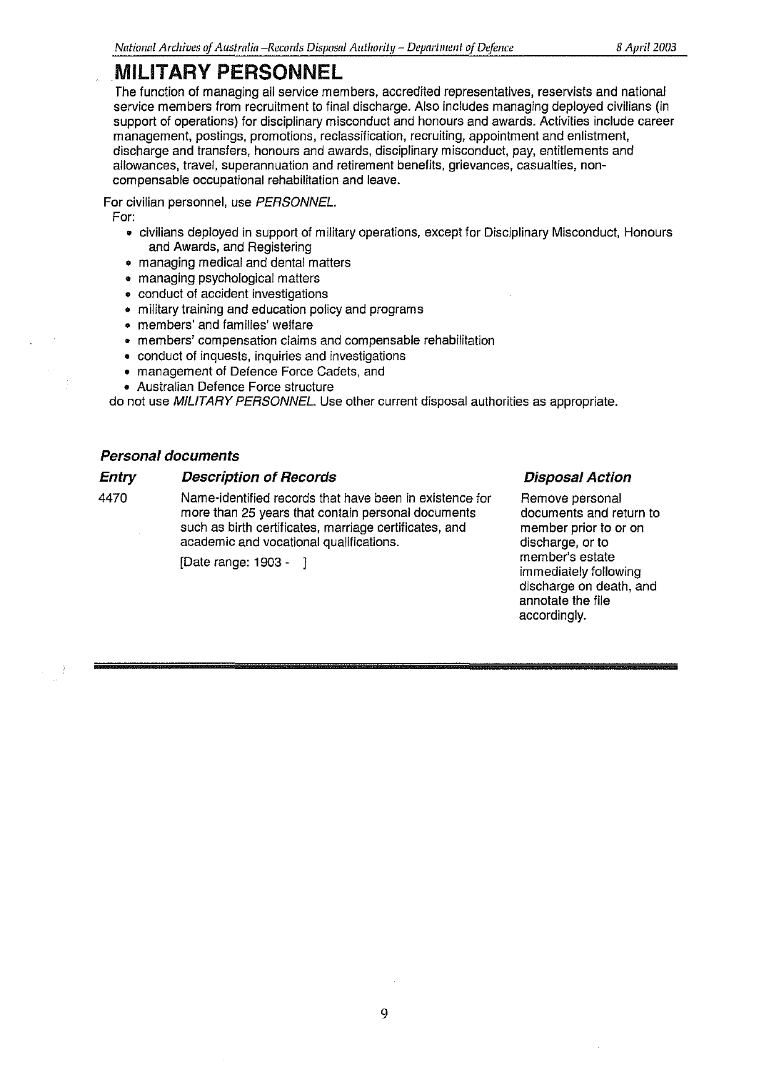# MILITARY PERSONNEL

The function of managing all service members, accredited representatives, reservists and national service members from recruitment to final discharge. Also includes managing deployed civilians (in support of operations) for disciplinary misconduct and honours and awards. Activities include career management, postings, promotions, reclassification, recruiting, appointment and enlistment, discharge and transfers, honours and awards, disciplinary misconduct, pay, entitlements and allowances, travel, superannuation and retirement benefits, grievances, casualties, non-compensable occupational rehabilitation and leave.

For civilian personnel, use *PERSONNEL*.

For:

- civilians deployed in support of military operations, except for Disciplinary Misconduct, Honours and Awards, and Registering
- managing medical and dental matters
- managing psychological matters
- conduct of accident investigations
- military training and education policy and programs
- members' and families' welfare
- members' compensation claims and compensable rehabilitation
- conduct of inquests, inquiries and investigations
- management of Defence Force Cadets, and
- Australian Defence Force structure

do not use *MILITARY PERSONNEL*. Use other current disposal authorities as appropriate.

### *Personal documents*

| *Entry* | *Description of Records* | *Disposal Action* |
|---|---|---|
| 4470 | Name-identified records that have been in existence for more than 25 years that contain personal documents such as birth certificates, marriage certificates, and academic and vocational qualifications.<br><br>[Date range: 1903 - ] | Remove personal documents and return to member prior to or on discharge, or to member's estate immediately following discharge on death, and annotate the file accordingly. |